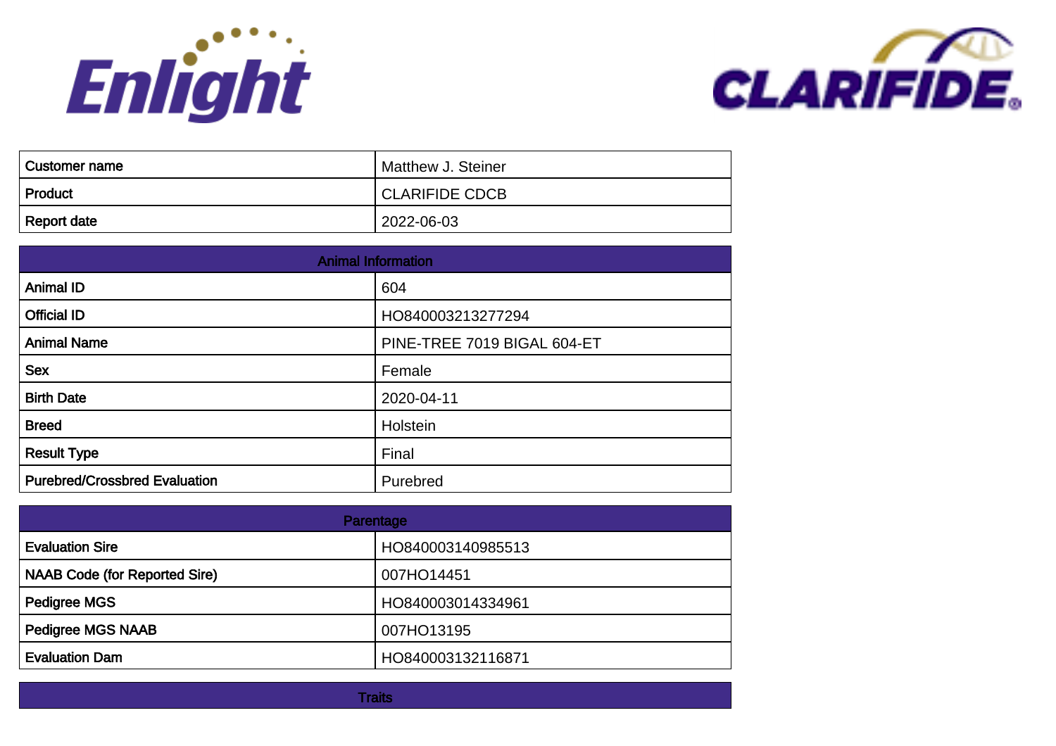Enlight

CLARIFIDE®

| Customer name | Matthew J. Steiner |
| --- | --- |
| Product | CLARIFIDE CDCB |
| Report date | 2022-06-03 |

| Animal Information | |
| --- | --- |
| Animal ID | 604 |
| Official ID | HO840003213277294 |
| Animal Name | PINE-TREE 7019 BIGAL 604-ET |
| Sex | Female |
| Birth Date | 2020-04-11 |
| Breed | Holstein |
| Result Type | Final |
| Purebred/Crossbred Evaluation | Purebred |

| Parentage | |
| --- | --- |
| Evaluation Sire | HO840003140985513 |
| NAAB Code (for Reported Sire) | 007HO14451 |
| Pedigree MGS | HO840003014334961 |
| Pedigree MGS NAAB | 007HO13195 |
| Evaluation Dam | HO840003132116871 |

| Traits |
| --- |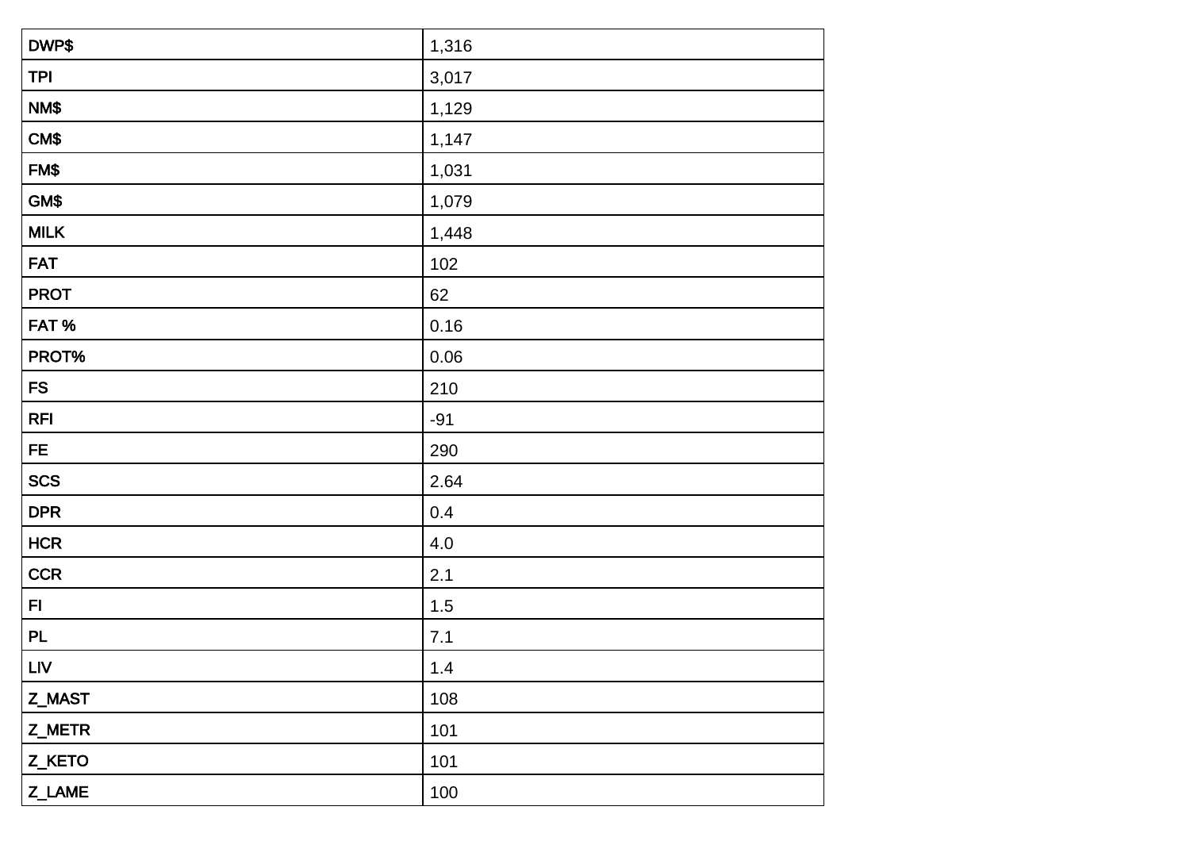| | |
|---|---|
| DWP$ | 1,316 |
| TPI | 3,017 |
| NM$ | 1,129 |
| CM$ | 1,147 |
| FM$ | 1,031 |
| GM$ | 1,079 |
| MILK | 1,448 |
| FAT | 102 |
| PROT | 62 |
| FAT % | 0.16 |
| PROT% | 0.06 |
| FS | 210 |
| RFI | -91 |
| FE | 290 |
| SCS | 2.64 |
| DPR | 0.4 |
| HCR | 4.0 |
| CCR | 2.1 |
| FI | 1.5 |
| PL | 7.1 |
| LIV | 1.4 |
| Z_MAST | 108 |
| Z_METR | 101 |
| Z_KETO | 101 |
| Z_LAME | 100 |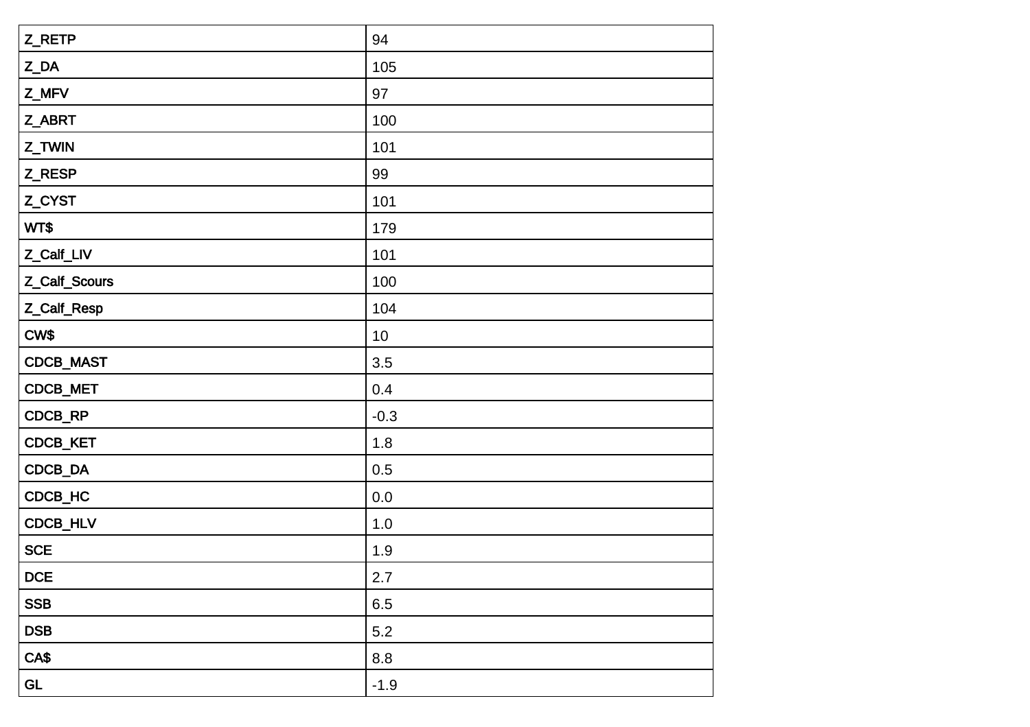| | |
|---|---|
| Z_RETP | 94 |
| Z_DA | 105 |
| Z_MFV | 97 |
| Z_ABRT | 100 |
| Z_TWIN | 101 |
| Z_RESP | 99 |
| Z_CYST | 101 |
| WT$ | 179 |
| Z_Calf_LIV | 101 |
| Z_Calf_Scours | 100 |
| Z_Calf_Resp | 104 |
| CW$ | 10 |
| CDCB_MAST | 3.5 |
| CDCB_MET | 0.4 |
| CDCB_RP | -0.3 |
| CDCB_KET | 1.8 |
| CDCB_DA | 0.5 |
| CDCB_HC | 0.0 |
| CDCB_HLV | 1.0 |
| SCE | 1.9 |
| DCE | 2.7 |
| SSB | 6.5 |
| DSB | 5.2 |
| CA$ | 8.8 |
| GL | -1.9 |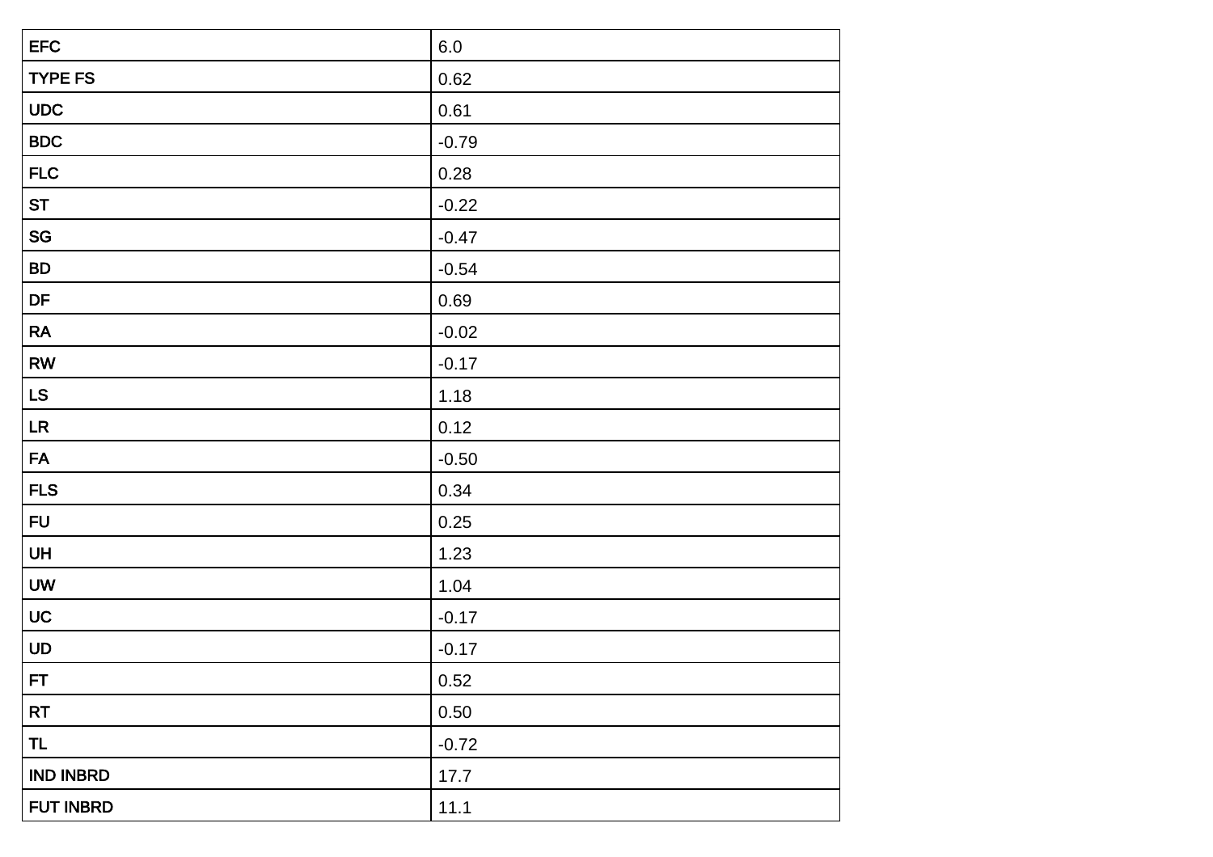| EFC | 6.0 |
|---|---|
| TYPE FS | 0.62 |
| UDC | 0.61 |
| BDC | -0.79 |
| FLC | 0.28 |
| ST | -0.22 |
| SG | -0.47 |
| BD | -0.54 |
| DF | 0.69 |
| RA | -0.02 |
| RW | -0.17 |
| LS | 1.18 |
| LR | 0.12 |
| FA | -0.50 |
| FLS | 0.34 |
| FU | 0.25 |
| UH | 1.23 |
| UW | 1.04 |
| UC | -0.17 |
| UD | -0.17 |
| FT | 0.52 |
| RT | 0.50 |
| TL | -0.72 |
| IND INBRD | 17.7 |
| FUT INBRD | 11.1 |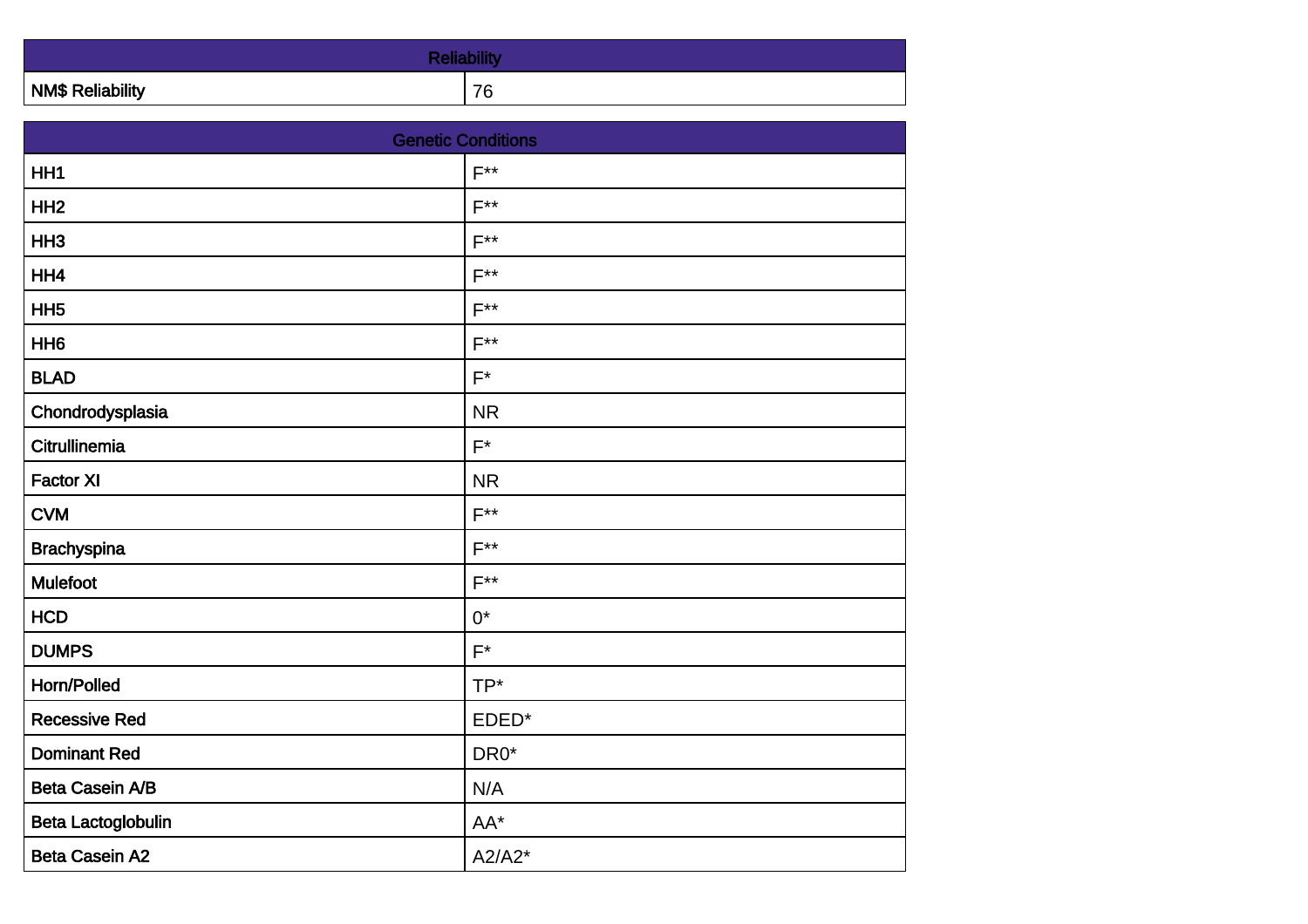| Reliability | |
|---|---|
| NM$ Reliability | 76 |

| Genetic Conditions | |
|---|---|
| HH1 | F** |
| HH2 | F** |
| HH3 | F** |
| HH4 | F** |
| HH5 | F** |
| HH6 | F** |
| BLAD | F* |
| Chondrodysplasia | NR |
| Citrullinemia | F* |
| Factor XI | NR |
| CVM | F** |
| Brachyspina | F** |
| Mulefoot | F** |
| HCD | 0* |
| DUMPS | F* |
| Horn/Polled | TP* |
| Recessive Red | EDED* |
| Dominant Red | DR0* |
| Beta Casein A/B | N/A |
| Beta Lactoglobulin | AA* |
| Beta Casein A2 | A2/A2* |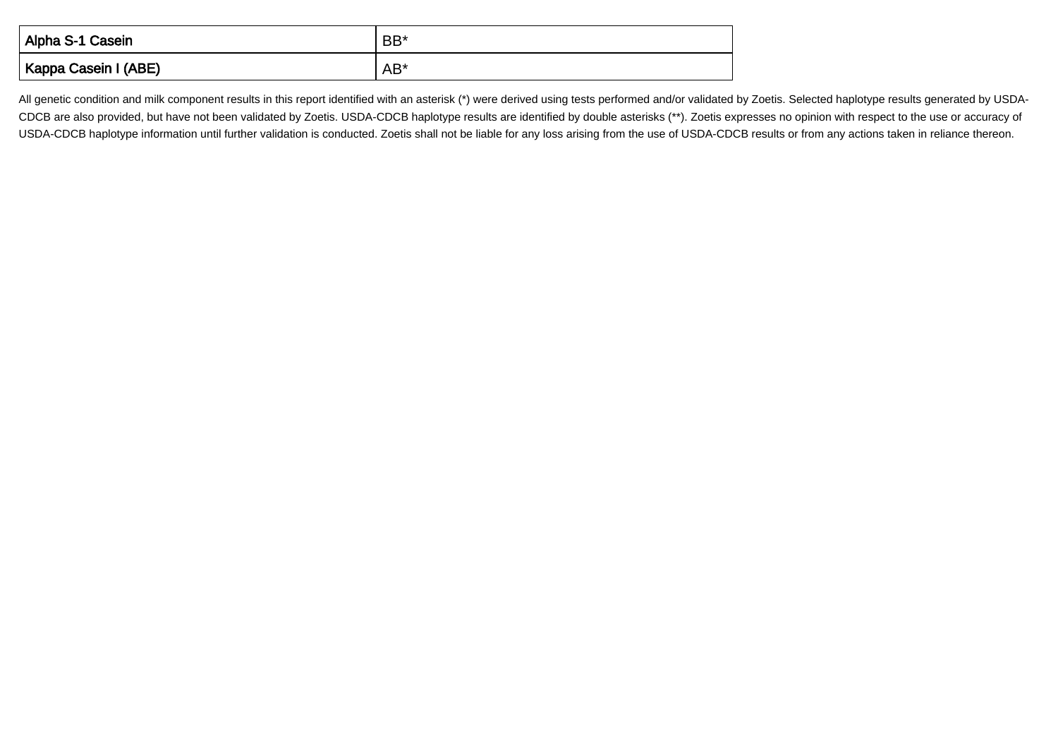| | |
|---|---|
| **Alpha S-1 Casein** | BB* |
| **Kappa Casein I (ABE)** | AB* |

All genetic condition and milk component results in this report identified with an asterisk (*) were derived using tests performed and/or validated by Zoetis. Selected haplotype results generated by USDA-CDCB are also provided, but have not been validated by Zoetis. USDA-CDCB haplotype results are identified by double asterisks (**). Zoetis expresses no opinion with respect to the use or accuracy of USDA-CDCB haplotype information until further validation is conducted. Zoetis shall not be liable for any loss arising from the use of USDA-CDCB results or from any actions taken in reliance thereon.